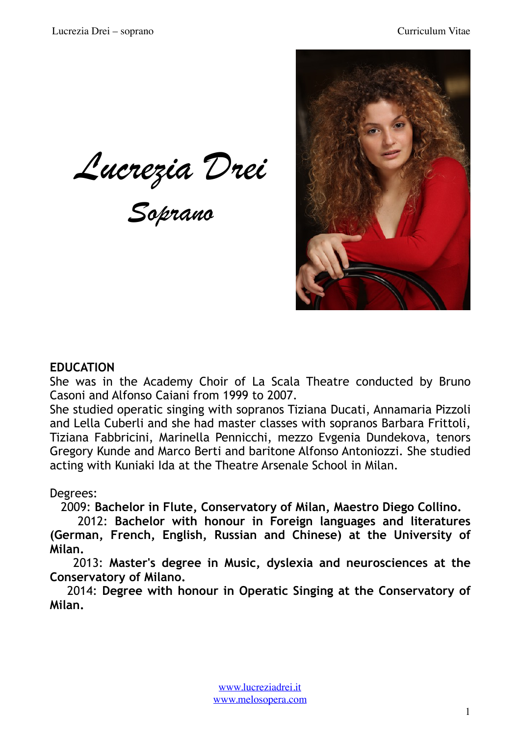# Lucrezia Drei

## Soprano

## EDUCATION

She was in the Academy Choir of La Scala Theatre conducted by Bruno Casoni and Alfonso Caiani from 1999 to 2007.
She studied operatic singing with sopranos Tiziana Ducati, Annamaria Pizzoli and Lella Cuberli and she had master classes with sopranos Barbara Frittoli, Tiziana Fabbricini, Marinella Pennicchi, mezzo Evgenia Dundekova, tenors Gregory Kunde and Marco Berti and baritone Alfonso Antoniozzi. She studied acting with Kuniaki Ida at the Theatre Arsenale School in Milan.

Degrees:

2009: **Bachelor in Flute, Conservatory of Milan, Maestro Diego Collino.**

2012: **Bachelor with honour in Foreign languages and literatures (German, French, English, Russian and Chinese) at the University of Milan.**

2013: **Master's degree in Music, dyslexia and neurosciences at the Conservatory of Milano.**

2014: **Degree with honour in Operatic Singing at the Conservatory of Milan.**

www.lucreziadrei.it
www.melosopera.com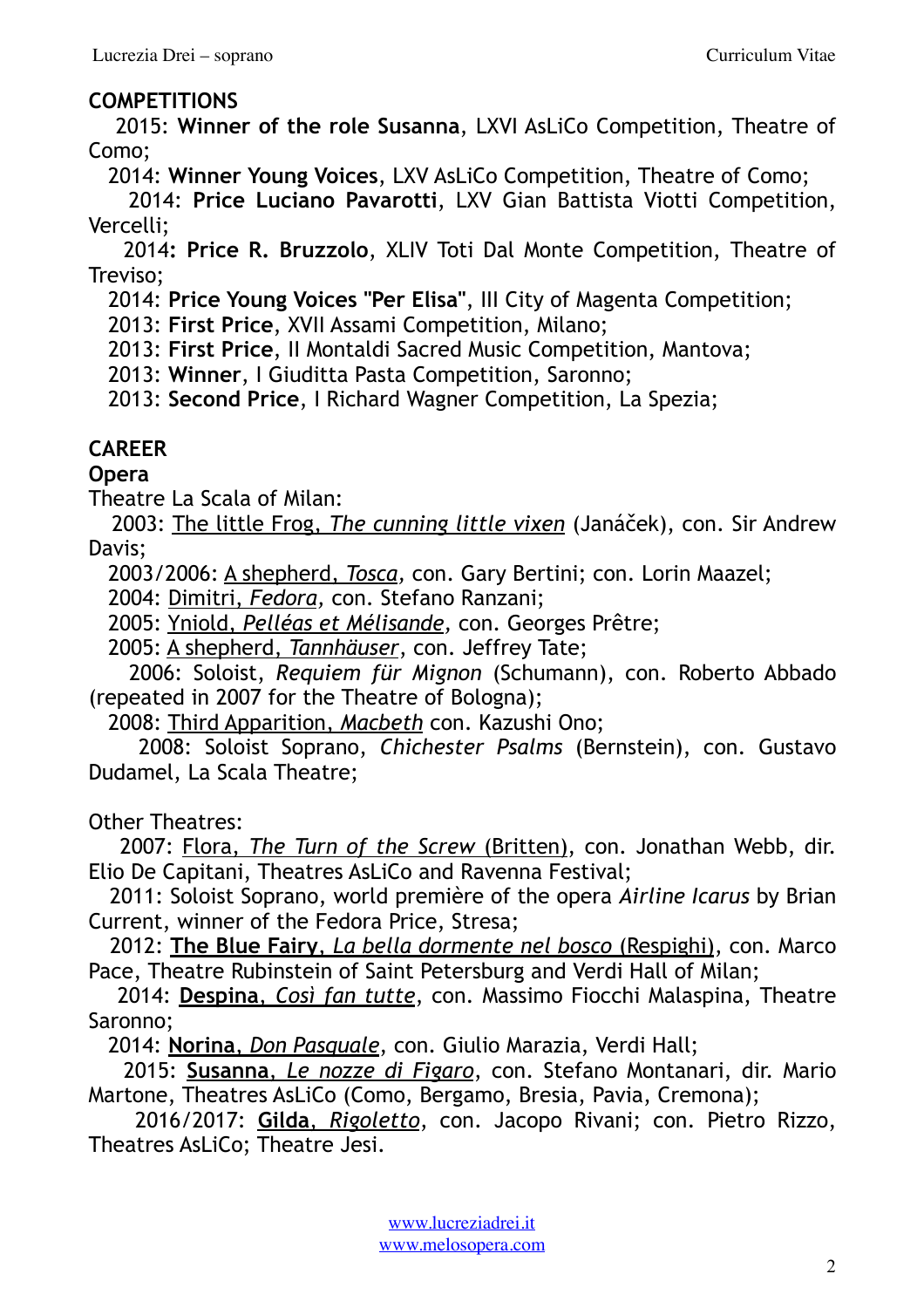## COMPETITIONS

2015: **Winner of the role Susanna**, LXVI AsLiCo Competition, Theatre of Como;
2014: **Winner Young Voices**, LXV AsLiCo Competition, Theatre of Como;
2014: **Price Luciano Pavarotti**, LXV Gian Battista Viotti Competition, Vercelli;
2014**: Price R. Bruzzolo**, XLIV Toti Dal Monte Competition, Theatre of Treviso;
2014: **Price Young Voices "Per Elisa"**, III City of Magenta Competition;
2013: **First Price**, XVII Assami Competition, Milano;
2013: **First Price**, II Montaldi Sacred Music Competition, Mantova;
2013: **Winner**, I Giuditta Pasta Competition, Saronno;
2013: **Second Price**, I Richard Wagner Competition, La Spezia;

## CAREER

### Opera

Theatre La Scala of Milan:

2003: The little Frog, *The cunning little vixen* (Janáček), con. Sir Andrew Davis;
2003/2006: A shepherd, *Tosca*, con. Gary Bertini; con. Lorin Maazel;
2004: Dimitri, *Fedora*, con. Stefano Ranzani;
2005: Yniold, *Pelléas et Mélisande*, con. Georges Prêtre;
2005: A shepherd, *Tannhäuser*, con. Jeffrey Tate;
2006: Soloist, *Requiem für Mignon* (Schumann), con. Roberto Abbado (repeated in 2007 for the Theatre of Bologna);
2008: Third Apparition, *Macbeth* con. Kazushi Ono;
2008: Soloist Soprano, *Chichester Psalms* (Bernstein), con. Gustavo Dudamel, La Scala Theatre;

Other Theatres:

2007: Flora, *The Turn of the Screw* (Britten), con. Jonathan Webb, dir. Elio De Capitani, Theatres AsLiCo and Ravenna Festival;
2011: Soloist Soprano, world première of the opera *Airline Icarus* by Brian Current, winner of the Fedora Price, Stresa;
2012: **The Blue Fairy**, *La bella dormente nel bosco* (Respighi), con. Marco Pace, Theatre Rubinstein of Saint Petersburg and Verdi Hall of Milan;
2014: **Despina**, *Così fan tutte*, con. Massimo Fiocchi Malaspina, Theatre Saronno;
2014: **Norina**, *Don Pasquale*, con. Giulio Marazia, Verdi Hall;
2015: **Susanna**, *Le nozze di Figaro*, con. Stefano Montanari, dir. Mario Martone, Theatres AsLiCo (Como, Bergamo, Bresia, Pavia, Cremona);
2016/2017: **Gilda**, *Rigoletto*, con. Jacopo Rivani; con. Pietro Rizzo, Theatres AsLiCo; Theatre Jesi.

www.lucreziadrei.it
www.melosopera.com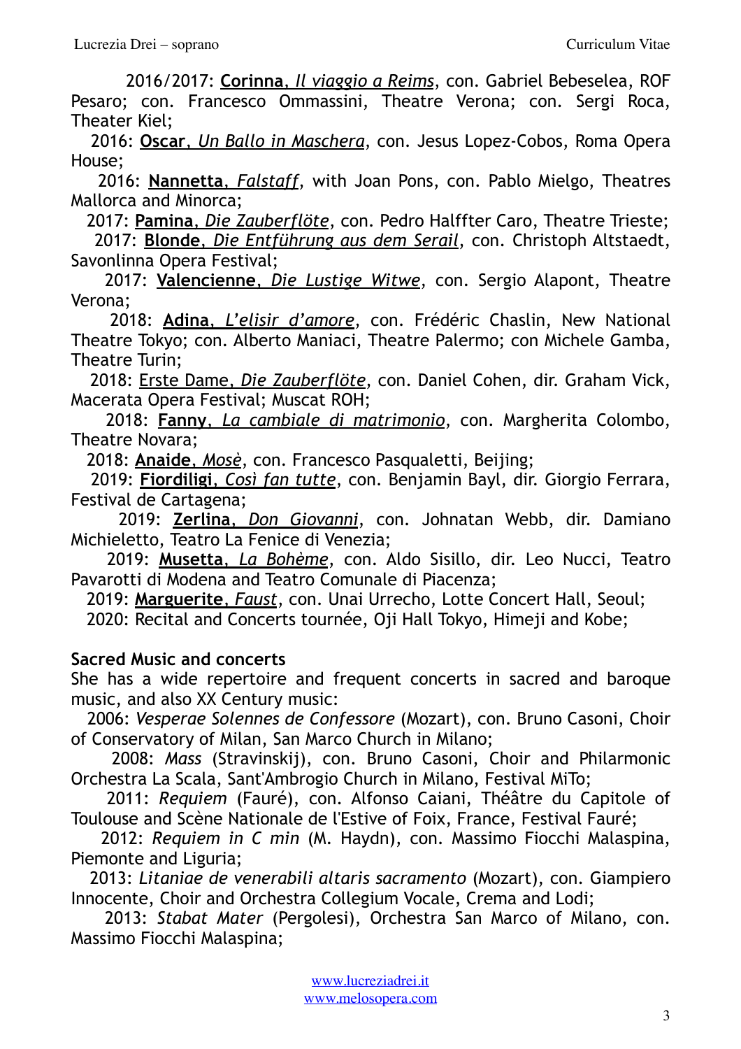2016/2017: **Corinna**, *Il viaggio a Reims*, con. Gabriel Bebeselea, ROF Pesaro; con. Francesco Ommassini, Theatre Verona; con. Sergi Roca, Theater Kiel;

2016: **Oscar**, *Un Ballo in Maschera*, con. Jesus Lopez-Cobos, Roma Opera House;

2016: **Nannetta**, *Falstaff*, with Joan Pons, con. Pablo Mielgo, Theatres Mallorca and Minorca;

2017: **Pamina**, *Die Zauberflöte*, con. Pedro Halffter Caro, Theatre Trieste;

2017: **Blonde**, *Die Entführung aus dem Serail*, con. Christoph Altstaedt, Savonlinna Opera Festival;

2017: **Valencienne**, *Die Lustige Witwe*, con. Sergio Alapont, Theatre Verona;

2018: **Adina**, *L'elisir d'amore*, con. Frédéric Chaslin, New National Theatre Tokyo; con. Alberto Maniaci, Theatre Palermo; con Michele Gamba, Theatre Turin;

2018: Erste Dame, *Die Zauberflöte*, con. Daniel Cohen, dir. Graham Vick, Macerata Opera Festival; Muscat ROH;

2018: **Fanny**, *La cambiale di matrimonio*, con. Margherita Colombo, Theatre Novara;

2018: **Anaide**, *Mosè*, con. Francesco Pasqualetti, Beijing;

2019: **Fiordiligi**, *Così fan tutte*, con. Benjamin Bayl, dir. Giorgio Ferrara, Festival de Cartagena;

2019: **Zerlina**, *Don Giovanni*, con. Johnatan Webb, dir. Damiano Michieletto, Teatro La Fenice di Venezia;

2019: **Musetta**, *La Bohème*, con. Aldo Sisillo, dir. Leo Nucci, Teatro Pavarotti di Modena and Teatro Comunale di Piacenza;

2019: **Marguerite**, *Faust*, con. Unai Urrecho, Lotte Concert Hall, Seoul;

2020: Recital and Concerts tournée, Oji Hall Tokyo, Himeji and Kobe;

**Sacred Music and concerts**

She has a wide repertoire and frequent concerts in sacred and baroque music, and also XX Century music:

2006: *Vesperae Solennes de Confessore* (Mozart), con. Bruno Casoni, Choir of Conservatory of Milan, San Marco Church in Milano;

2008: *Mass* (Stravinskij), con. Bruno Casoni, Choir and Philarmonic Orchestra La Scala, Sant'Ambrogio Church in Milano, Festival MiTo;

2011: *Requiem* (Fauré), con. Alfonso Caiani, Théâtre du Capitole of Toulouse and Scène Nationale de l'Estive of Foix, France, Festival Fauré;

2012: *Requiem in C min* (M. Haydn), con. Massimo Fiocchi Malaspina, Piemonte and Liguria;

2013: *Litaniae de venerabili altaris sacramento* (Mozart), con. Giampiero Innocente, Choir and Orchestra Collegium Vocale, Crema and Lodi;

2013: *Stabat Mater* (Pergolesi), Orchestra San Marco of Milano, con. Massimo Fiocchi Malaspina;

www.lucreziadrei.it
www.melosopera.com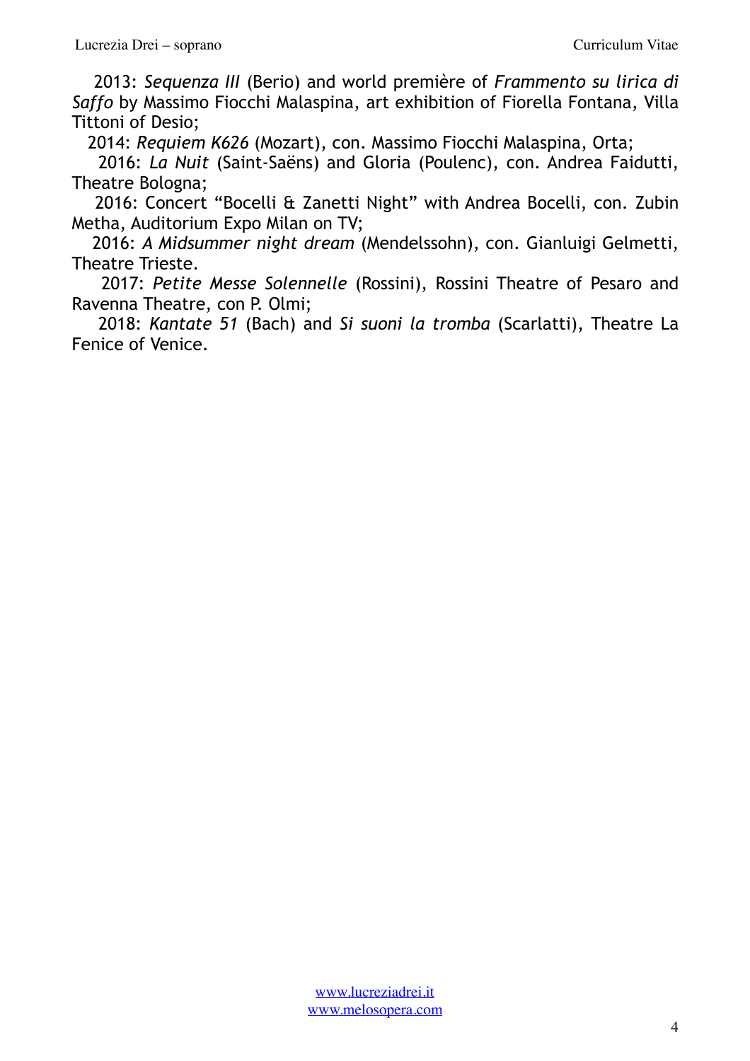2013: *Sequenza III* (Berio) and world première of *Frammento su lirica di Saffo* by Massimo Fiocchi Malaspina, art exhibition of Fiorella Fontana, Villa Tittoni of Desio;

2014: *Requiem K626* (Mozart), con. Massimo Fiocchi Malaspina, Orta;

2016: *La Nuit* (Saint-Saëns) and Gloria (Poulenc), con. Andrea Faidutti, Theatre Bologna;

2016: Concert "Bocelli & Zanetti Night" with Andrea Bocelli, con. Zubin Metha, Auditorium Expo Milan on TV;

2016: *A Midsummer night dream* (Mendelssohn), con. Gianluigi Gelmetti, Theatre Trieste.

2017: *Petite Messe Solennelle* (Rossini), Rossini Theatre of Pesaro and Ravenna Theatre, con P. Olmi;

2018: *Kantate 51* (Bach) and *Si suoni la tromba* (Scarlatti), Theatre La Fenice of Venice.

[www.lucreziadrei.it](http://www.lucreziadrei.it)
[www.melosopera.com](http://www.melosopera.com)